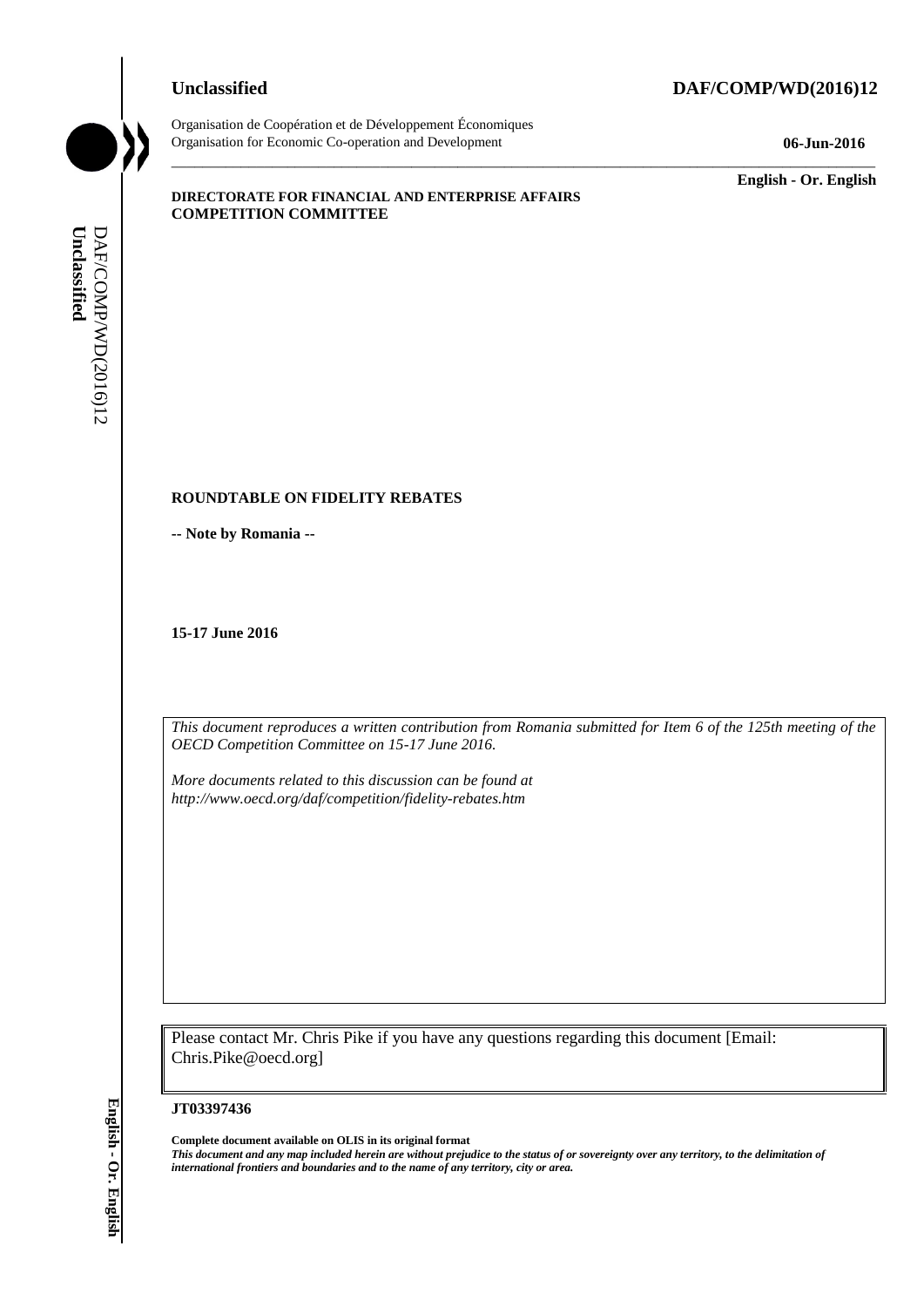**Unclassified** **DAF/COMP/WD(2016)12**

Organisation de Coopération et de Développement Économiques
Organisation for Economic Co-operation and Development **06-Jun-2016**

**English - Or. English**

**DIRECTORATE FOR FINANCIAL AND ENTERPRISE AFFAIRS**
**COMPETITION COMMITTEE**

**ROUNDTABLE ON FIDELITY REBATES**

**-- Note by Romania --**

**15-17 June 2016**

*This document reproduces a written contribution from Romania submitted for Item 6 of the 125th meeting of the OECD Competition Committee on 15-17 June 2016.*

*More documents related to this discussion can be found at http://www.oecd.org/daf/competition/fidelity-rebates.htm*

Please contact Mr. Chris Pike if you have any questions regarding this document [Email: Chris.Pike@oecd.org]

**JT03397436**

**Complete document available on OLIS in its original format**
***This document and any map included herein are without prejudice to the status of or sovereignty over any territory, to the delimitation of international frontiers and boundaries and to the name of any territory, city or area.***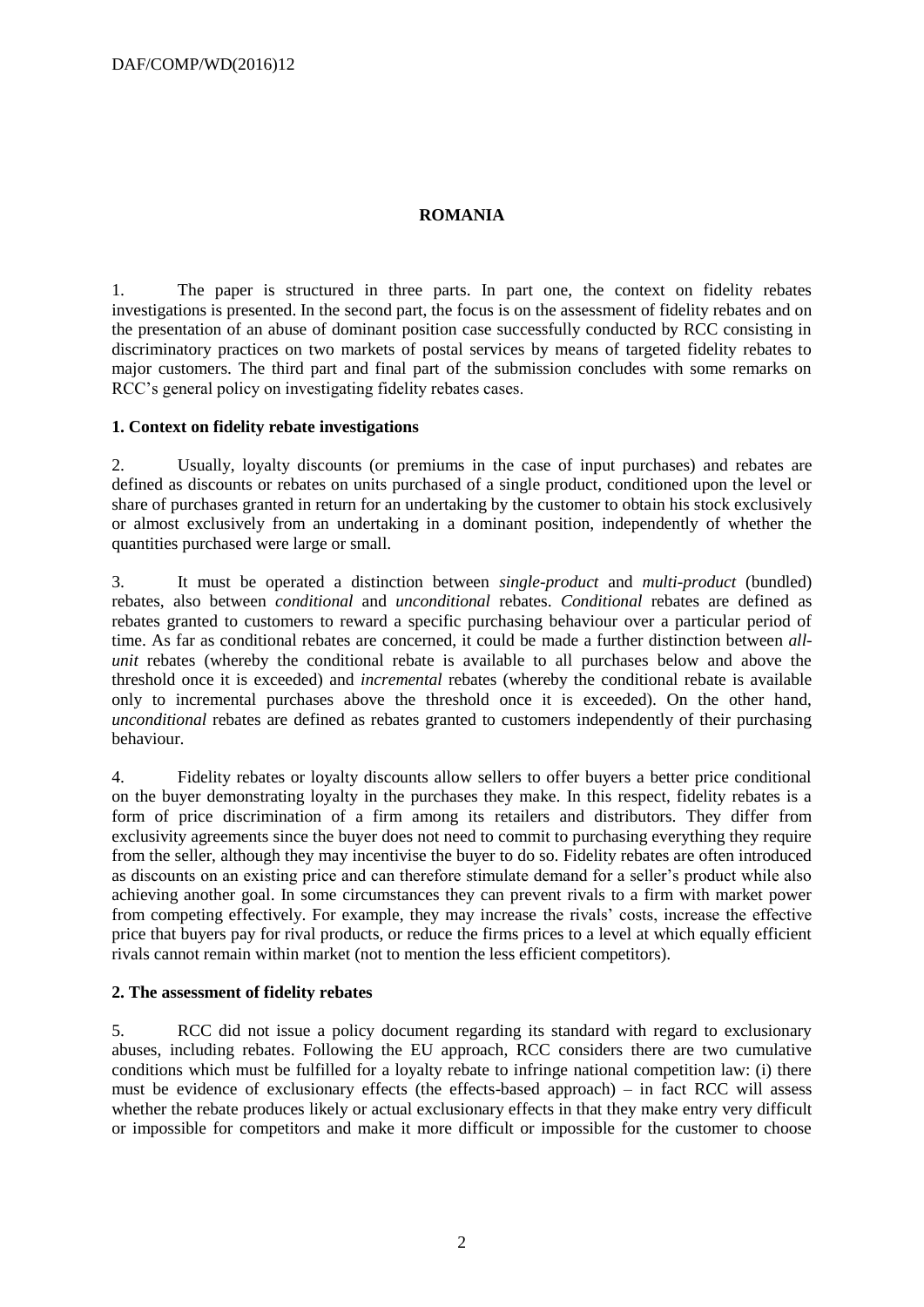## ROMANIA

1. The paper is structured in three parts. In part one, the context on fidelity rebates investigations is presented. In the second part, the focus is on the assessment of fidelity rebates and on the presentation of an abuse of dominant position case successfully conducted by RCC consisting in discriminatory practices on two markets of postal services by means of targeted fidelity rebates to major customers. The third part and final part of the submission concludes with some remarks on RCC's general policy on investigating fidelity rebates cases.

### 1. Context on fidelity rebate investigations

2. Usually, loyalty discounts (or premiums in the case of input purchases) and rebates are defined as discounts or rebates on units purchased of a single product, conditioned upon the level or share of purchases granted in return for an undertaking by the customer to obtain his stock exclusively or almost exclusively from an undertaking in a dominant position, independently of whether the quantities purchased were large or small.

3. It must be operated a distinction between *single-product* and *multi-product* (bundled) rebates, also between *conditional* and *unconditional* rebates. *Conditional* rebates are defined as rebates granted to customers to reward a specific purchasing behaviour over a particular period of time. As far as conditional rebates are concerned, it could be made a further distinction between *all-unit* rebates (whereby the conditional rebate is available to all purchases below and above the threshold once it is exceeded) and *incremental* rebates (whereby the conditional rebate is available only to incremental purchases above the threshold once it is exceeded). On the other hand, *unconditional* rebates are defined as rebates granted to customers independently of their purchasing behaviour.

4. Fidelity rebates or loyalty discounts allow sellers to offer buyers a better price conditional on the buyer demonstrating loyalty in the purchases they make. In this respect, fidelity rebates is a form of price discrimination of a firm among its retailers and distributors. They differ from exclusivity agreements since the buyer does not need to commit to purchasing everything they require from the seller, although they may incentivise the buyer to do so. Fidelity rebates are often introduced as discounts on an existing price and can therefore stimulate demand for a seller's product while also achieving another goal. In some circumstances they can prevent rivals to a firm with market power from competing effectively. For example, they may increase the rivals' costs, increase the effective price that buyers pay for rival products, or reduce the firms prices to a level at which equally efficient rivals cannot remain within market (not to mention the less efficient competitors).

### 2. The assessment of fidelity rebates

5. RCC did not issue a policy document regarding its standard with regard to exclusionary abuses, including rebates. Following the EU approach, RCC considers there are two cumulative conditions which must be fulfilled for a loyalty rebate to infringe national competition law: (i) there must be evidence of exclusionary effects (the effects-based approach) – in fact RCC will assess whether the rebate produces likely or actual exclusionary effects in that they make entry very difficult or impossible for competitors and make it more difficult or impossible for the customer to choose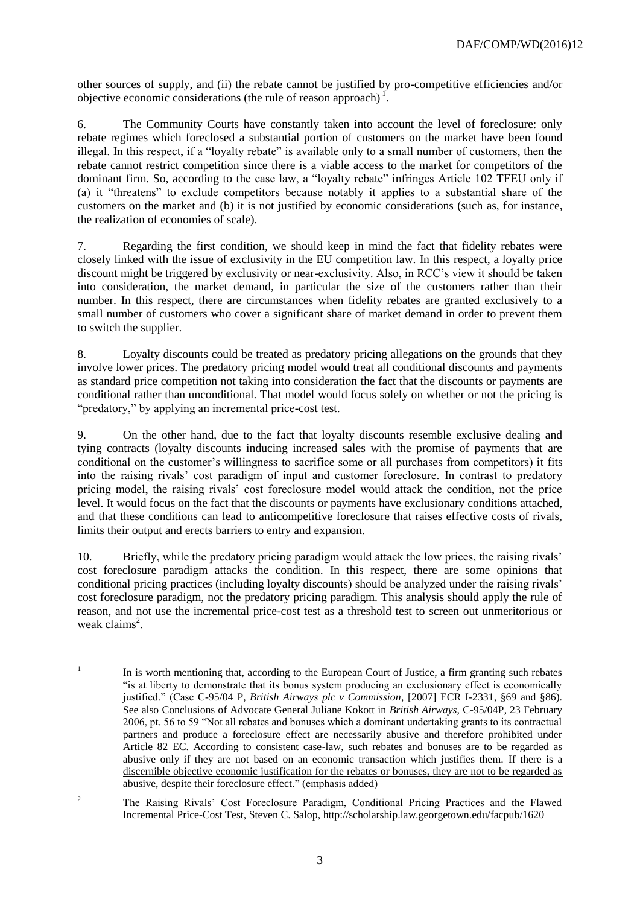other sources of supply, and (ii) the rebate cannot be justified by pro-competitive efficiencies and/or objective economic considerations (the rule of reason approach) [1].

6. The Community Courts have constantly taken into account the level of foreclosure: only rebate regimes which foreclosed a substantial portion of customers on the market have been found illegal. In this respect, if a "loyalty rebate" is available only to a small number of customers, then the rebate cannot restrict competition since there is a viable access to the market for competitors of the dominant firm. So, according to the case law, a "loyalty rebate" infringes Article 102 TFEU only if (a) it "threatens" to exclude competitors because notably it applies to a substantial share of the customers on the market and (b) it is not justified by economic considerations (such as, for instance, the realization of economies of scale).

7. Regarding the first condition, we should keep in mind the fact that fidelity rebates were closely linked with the issue of exclusivity in the EU competition law. In this respect, a loyalty price discount might be triggered by exclusivity or near-exclusivity. Also, in RCC's view it should be taken into consideration, the market demand, in particular the size of the customers rather than their number. In this respect, there are circumstances when fidelity rebates are granted exclusively to a small number of customers who cover a significant share of market demand in order to prevent them to switch the supplier.

8. Loyalty discounts could be treated as predatory pricing allegations on the grounds that they involve lower prices. The predatory pricing model would treat all conditional discounts and payments as standard price competition not taking into consideration the fact that the discounts or payments are conditional rather than unconditional. That model would focus solely on whether or not the pricing is "predatory," by applying an incremental price-cost test.

9. On the other hand, due to the fact that loyalty discounts resemble exclusive dealing and tying contracts (loyalty discounts inducing increased sales with the promise of payments that are conditional on the customer's willingness to sacrifice some or all purchases from competitors) it fits into the raising rivals' cost paradigm of input and customer foreclosure. In contrast to predatory pricing model, the raising rivals' cost foreclosure model would attack the condition, not the price level. It would focus on the fact that the discounts or payments have exclusionary conditions attached, and that these conditions can lead to anticompetitive foreclosure that raises effective costs of rivals, limits their output and erects barriers to entry and expansion.

10. Briefly, while the predatory pricing paradigm would attack the low prices, the raising rivals' cost foreclosure paradigm attacks the condition. In this respect, there are some opinions that conditional pricing practices (including loyalty discounts) should be analyzed under the raising rivals' cost foreclosure paradigm, not the predatory pricing paradigm. This analysis should apply the rule of reason, and not use the incremental price-cost test as a threshold test to screen out unmeritorious or weak claims[2].

---

[1] In is worth mentioning that, according to the European Court of Justice, a firm granting such rebates "is at liberty to demonstrate that its bonus system producing an exclusionary effect is economically justified." (Case C-95/04 P, *British Airways plc v Commission*, [2007] ECR I-2331, §69 and §86). See also Conclusions of Advocate General Juliane Kokott in *British Airways*, C-95/04P, 23 February 2006, pt. 56 to 59 "Not all rebates and bonuses which a dominant undertaking grants to its contractual partners and produce a foreclosure effect are necessarily abusive and therefore prohibited under Article 82 EC. According to consistent case-law, such rebates and bonuses are to be regarded as abusive only if they are not based on an economic transaction which justifies them. <u>If there is a discernible objective economic justification for the rebates or bonuses, they are not to be regarded as abusive, despite their foreclosure effect</u>." (emphasis added)

[2] The Raising Rivals' Cost Foreclosure Paradigm, Conditional Pricing Practices and the Flawed Incremental Price-Cost Test, Steven C. Salop, http://scholarship.law.georgetown.edu/facpub/1620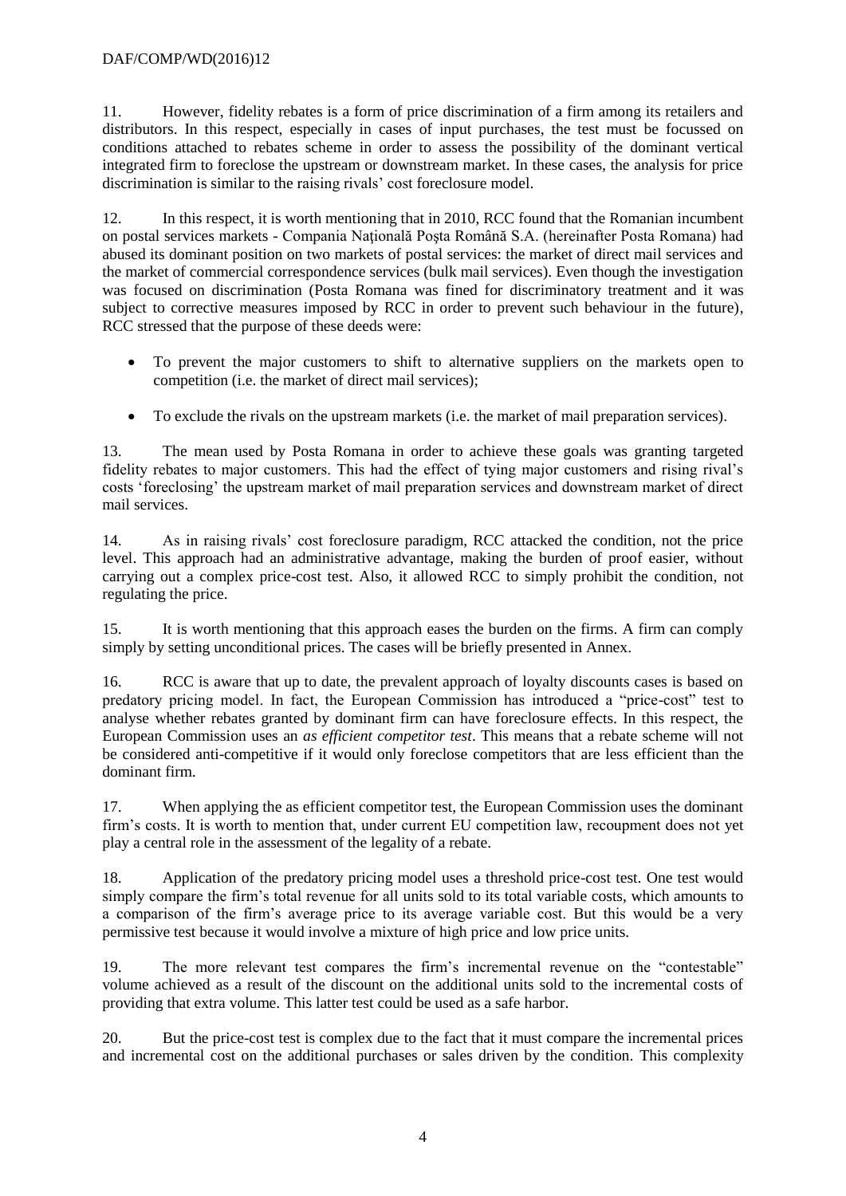11. However, fidelity rebates is a form of price discrimination of a firm among its retailers and distributors. In this respect, especially in cases of input purchases, the test must be focussed on conditions attached to rebates scheme in order to assess the possibility of the dominant vertical integrated firm to foreclose the upstream or downstream market. In these cases, the analysis for price discrimination is similar to the raising rivals' cost foreclosure model.

12. In this respect, it is worth mentioning that in 2010, RCC found that the Romanian incumbent on postal services markets - Compania Naţională Poşta Română S.A. (hereinafter Posta Romana) had abused its dominant position on two markets of postal services: the market of direct mail services and the market of commercial correspondence services (bulk mail services). Even though the investigation was focused on discrimination (Posta Romana was fined for discriminatory treatment and it was subject to corrective measures imposed by RCC in order to prevent such behaviour in the future), RCC stressed that the purpose of these deeds were:

- To prevent the major customers to shift to alternative suppliers on the markets open to competition (i.e. the market of direct mail services);
- To exclude the rivals on the upstream markets (i.e. the market of mail preparation services).

13. The mean used by Posta Romana in order to achieve these goals was granting targeted fidelity rebates to major customers. This had the effect of tying major customers and rising rival's costs 'foreclosing' the upstream market of mail preparation services and downstream market of direct mail services.

14. As in raising rivals' cost foreclosure paradigm, RCC attacked the condition, not the price level. This approach had an administrative advantage, making the burden of proof easier, without carrying out a complex price-cost test. Also, it allowed RCC to simply prohibit the condition, not regulating the price.

15. It is worth mentioning that this approach eases the burden on the firms. A firm can comply simply by setting unconditional prices. The cases will be briefly presented in Annex.

16. RCC is aware that up to date, the prevalent approach of loyalty discounts cases is based on predatory pricing model. In fact, the European Commission has introduced a "price-cost" test to analyse whether rebates granted by dominant firm can have foreclosure effects. In this respect, the European Commission uses an *as efficient competitor test*. This means that a rebate scheme will not be considered anti-competitive if it would only foreclose competitors that are less efficient than the dominant firm.

17. When applying the as efficient competitor test, the European Commission uses the dominant firm's costs. It is worth to mention that, under current EU competition law, recoupment does not yet play a central role in the assessment of the legality of a rebate.

18. Application of the predatory pricing model uses a threshold price-cost test. One test would simply compare the firm's total revenue for all units sold to its total variable costs, which amounts to a comparison of the firm's average price to its average variable cost. But this would be a very permissive test because it would involve a mixture of high price and low price units.

19. The more relevant test compares the firm's incremental revenue on the "contestable" volume achieved as a result of the discount on the additional units sold to the incremental costs of providing that extra volume. This latter test could be used as a safe harbor.

20. But the price-cost test is complex due to the fact that it must compare the incremental prices and incremental cost on the additional purchases or sales driven by the condition. This complexity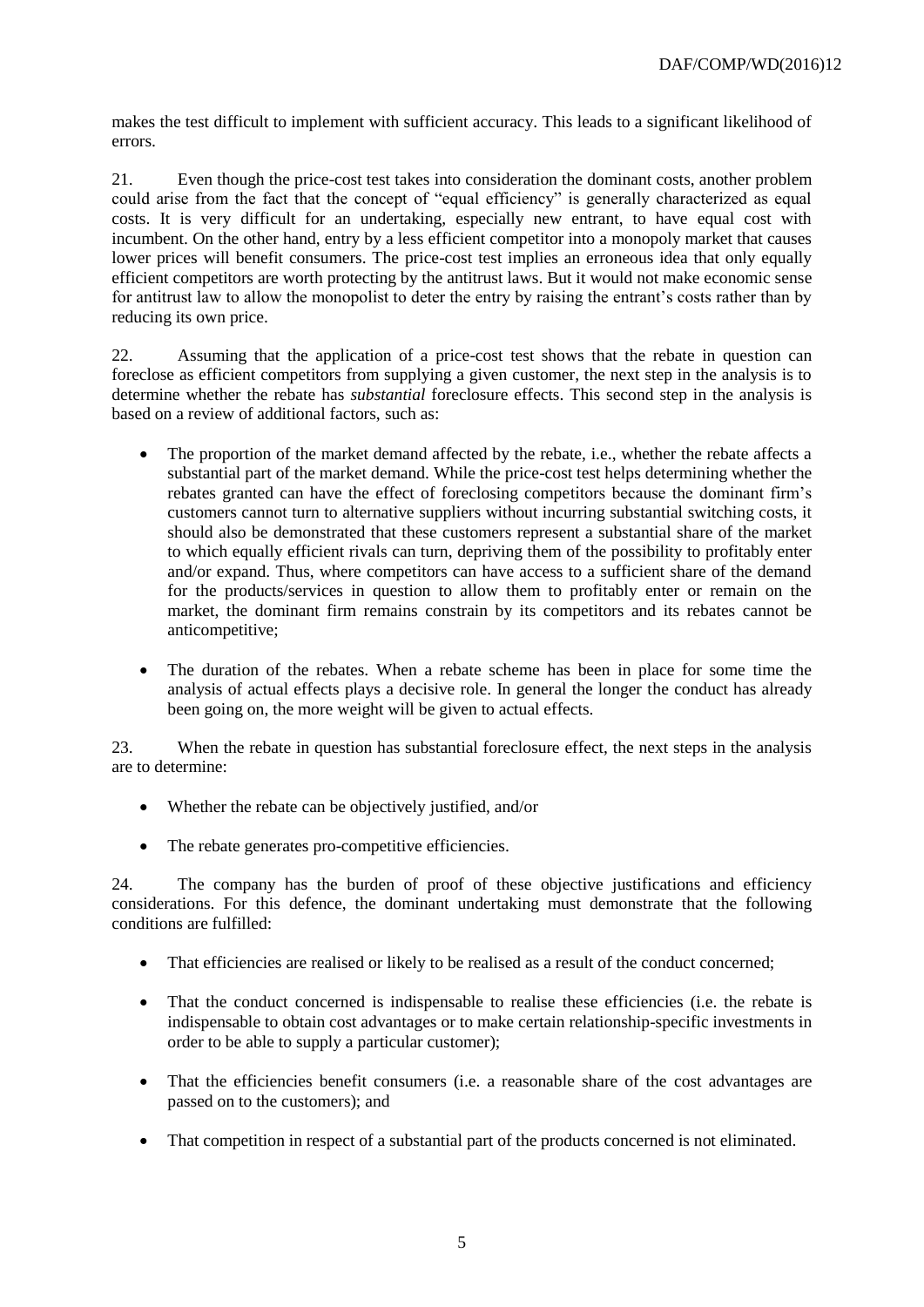makes the test difficult to implement with sufficient accuracy. This leads to a significant likelihood of errors.

21. Even though the price-cost test takes into consideration the dominant costs, another problem could arise from the fact that the concept of "equal efficiency" is generally characterized as equal costs. It is very difficult for an undertaking, especially new entrant, to have equal cost with incumbent. On the other hand, entry by a less efficient competitor into a monopoly market that causes lower prices will benefit consumers. The price-cost test implies an erroneous idea that only equally efficient competitors are worth protecting by the antitrust laws. But it would not make economic sense for antitrust law to allow the monopolist to deter the entry by raising the entrant's costs rather than by reducing its own price.

22. Assuming that the application of a price-cost test shows that the rebate in question can foreclose as efficient competitors from supplying a given customer, the next step in the analysis is to determine whether the rebate has *substantial* foreclosure effects. This second step in the analysis is based on a review of additional factors, such as:

- The proportion of the market demand affected by the rebate, i.e., whether the rebate affects a substantial part of the market demand. While the price-cost test helps determining whether the rebates granted can have the effect of foreclosing competitors because the dominant firm's customers cannot turn to alternative suppliers without incurring substantial switching costs, it should also be demonstrated that these customers represent a substantial share of the market to which equally efficient rivals can turn, depriving them of the possibility to profitably enter and/or expand. Thus, where competitors can have access to a sufficient share of the demand for the products/services in question to allow them to profitably enter or remain on the market, the dominant firm remains constrain by its competitors and its rebates cannot be anticompetitive;
- The duration of the rebates. When a rebate scheme has been in place for some time the analysis of actual effects plays a decisive role. In general the longer the conduct has already been going on, the more weight will be given to actual effects.

23. When the rebate in question has substantial foreclosure effect, the next steps in the analysis are to determine:

- Whether the rebate can be objectively justified, and/or
- The rebate generates pro-competitive efficiencies.

24. The company has the burden of proof of these objective justifications and efficiency considerations. For this defence, the dominant undertaking must demonstrate that the following conditions are fulfilled:

- That efficiencies are realised or likely to be realised as a result of the conduct concerned;
- That the conduct concerned is indispensable to realise these efficiencies (i.e. the rebate is indispensable to obtain cost advantages or to make certain relationship-specific investments in order to be able to supply a particular customer);
- That the efficiencies benefit consumers (i.e. a reasonable share of the cost advantages are passed on to the customers); and
- That competition in respect of a substantial part of the products concerned is not eliminated.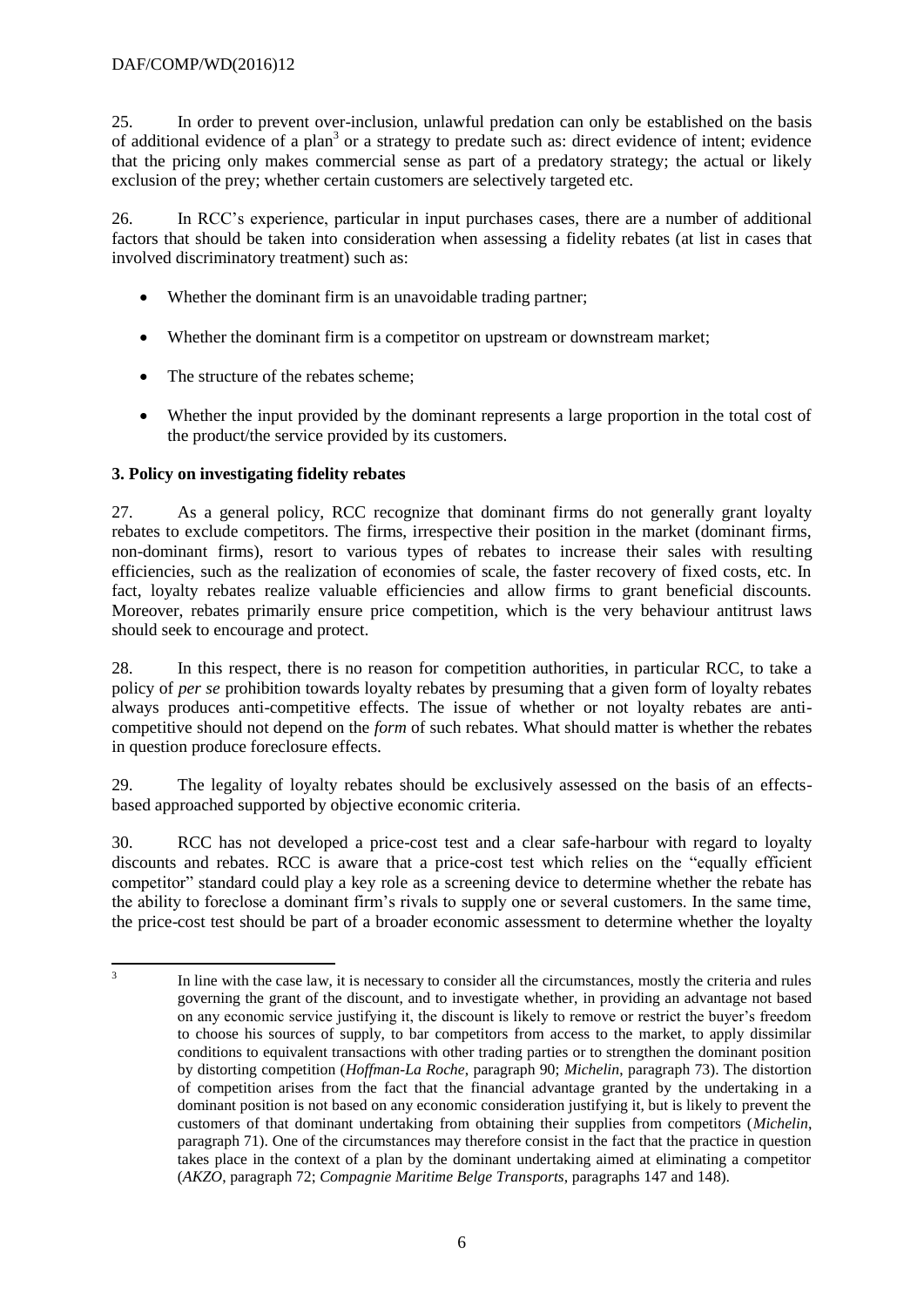25. In order to prevent over-inclusion, unlawful predation can only be established on the basis of additional evidence of a plan[3] or a strategy to predate such as: direct evidence of intent; evidence that the pricing only makes commercial sense as part of a predatory strategy; the actual or likely exclusion of the prey; whether certain customers are selectively targeted etc.

26. In RCC's experience, particular in input purchases cases, there are a number of additional factors that should be taken into consideration when assessing a fidelity rebates (at list in cases that involved discriminatory treatment) such as:

- Whether the dominant firm is an unavoidable trading partner;
- Whether the dominant firm is a competitor on upstream or downstream market;
- The structure of the rebates scheme;
- Whether the input provided by the dominant represents a large proportion in the total cost of the product/the service provided by its customers.

### 3. Policy on investigating fidelity rebates

27. As a general policy, RCC recognize that dominant firms do not generally grant loyalty rebates to exclude competitors. The firms, irrespective their position in the market (dominant firms, non-dominant firms), resort to various types of rebates to increase their sales with resulting efficiencies, such as the realization of economies of scale, the faster recovery of fixed costs, etc. In fact, loyalty rebates realize valuable efficiencies and allow firms to grant beneficial discounts. Moreover, rebates primarily ensure price competition, which is the very behaviour antitrust laws should seek to encourage and protect.

28. In this respect, there is no reason for competition authorities, in particular RCC, to take a policy of *per se* prohibition towards loyalty rebates by presuming that a given form of loyalty rebates always produces anti-competitive effects. The issue of whether or not loyalty rebates are anti-competitive should not depend on the *form* of such rebates. What should matter is whether the rebates in question produce foreclosure effects.

29. The legality of loyalty rebates should be exclusively assessed on the basis of an effects-based approached supported by objective economic criteria.

30. RCC has not developed a price-cost test and a clear safe-harbour with regard to loyalty discounts and rebates. RCC is aware that a price-cost test which relies on the "equally efficient competitor" standard could play a key role as a screening device to determine whether the rebate has the ability to foreclose a dominant firm's rivals to supply one or several customers. In the same time, the price-cost test should be part of a broader economic assessment to determine whether the loyalty

---

[3] In line with the case law, it is necessary to consider all the circumstances, mostly the criteria and rules governing the grant of the discount, and to investigate whether, in providing an advantage not based on any economic service justifying it, the discount is likely to remove or restrict the buyer's freedom to choose his sources of supply, to bar competitors from access to the market, to apply dissimilar conditions to equivalent transactions with other trading parties or to strengthen the dominant position by distorting competition (*Hoffman-La Roche*, paragraph 90; *Michelin*, paragraph 73). The distortion of competition arises from the fact that the financial advantage granted by the undertaking in a dominant position is not based on any economic consideration justifying it, but is likely to prevent the customers of that dominant undertaking from obtaining their supplies from competitors (*Michelin*, paragraph 71). One of the circumstances may therefore consist in the fact that the practice in question takes place in the context of a plan by the dominant undertaking aimed at eliminating a competitor (*AKZO*, paragraph 72; *Compagnie Maritime Belge Transports*, paragraphs 147 and 148).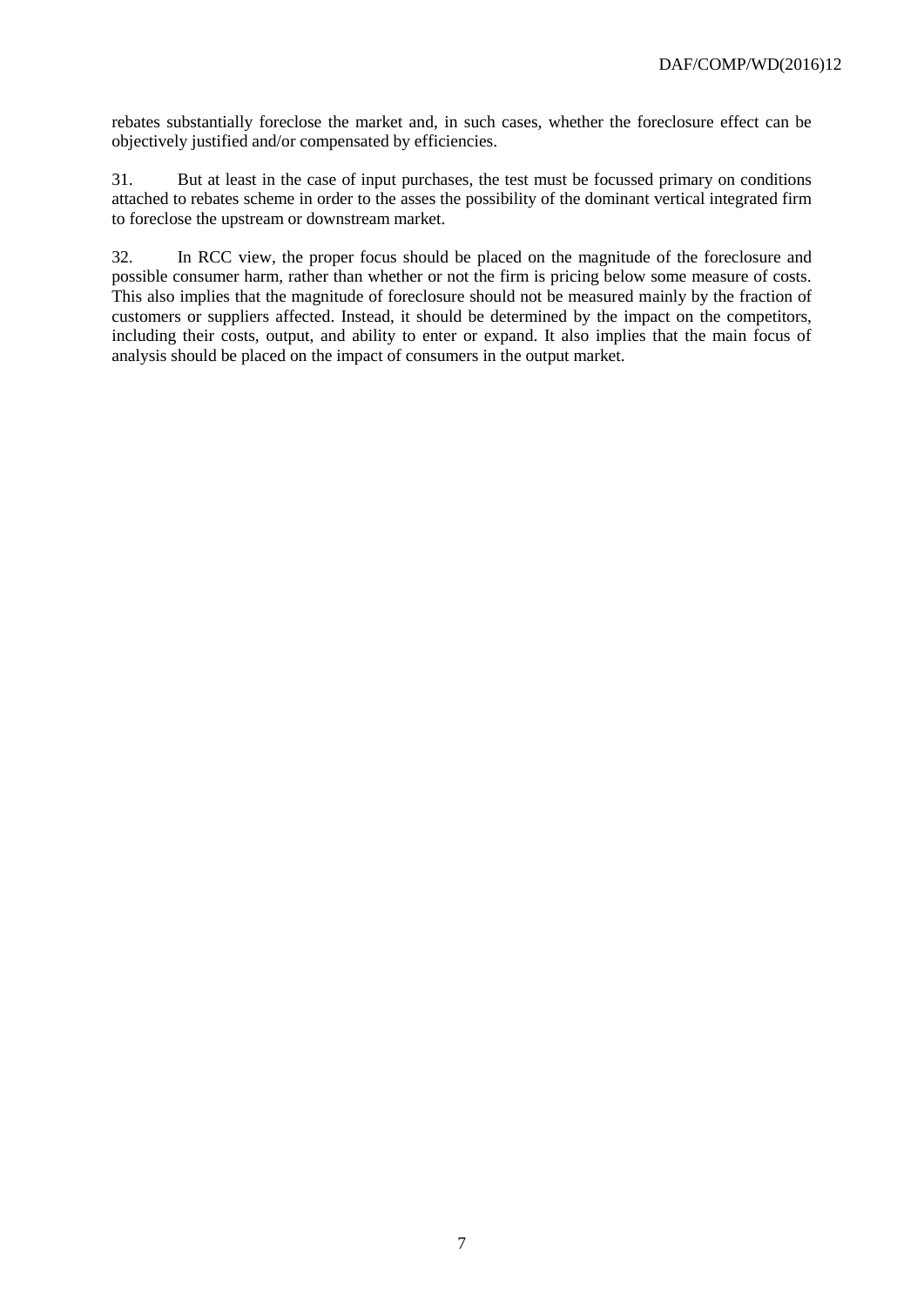rebates substantially foreclose the market and, in such cases, whether the foreclosure effect can be objectively justified and/or compensated by efficiencies.

31. But at least in the case of input purchases, the test must be focussed primary on conditions attached to rebates scheme in order to the asses the possibility of the dominant vertical integrated firm to foreclose the upstream or downstream market.

32. In RCC view, the proper focus should be placed on the magnitude of the foreclosure and possible consumer harm, rather than whether or not the firm is pricing below some measure of costs. This also implies that the magnitude of foreclosure should not be measured mainly by the fraction of customers or suppliers affected. Instead, it should be determined by the impact on the competitors, including their costs, output, and ability to enter or expand. It also implies that the main focus of analysis should be placed on the impact of consumers in the output market.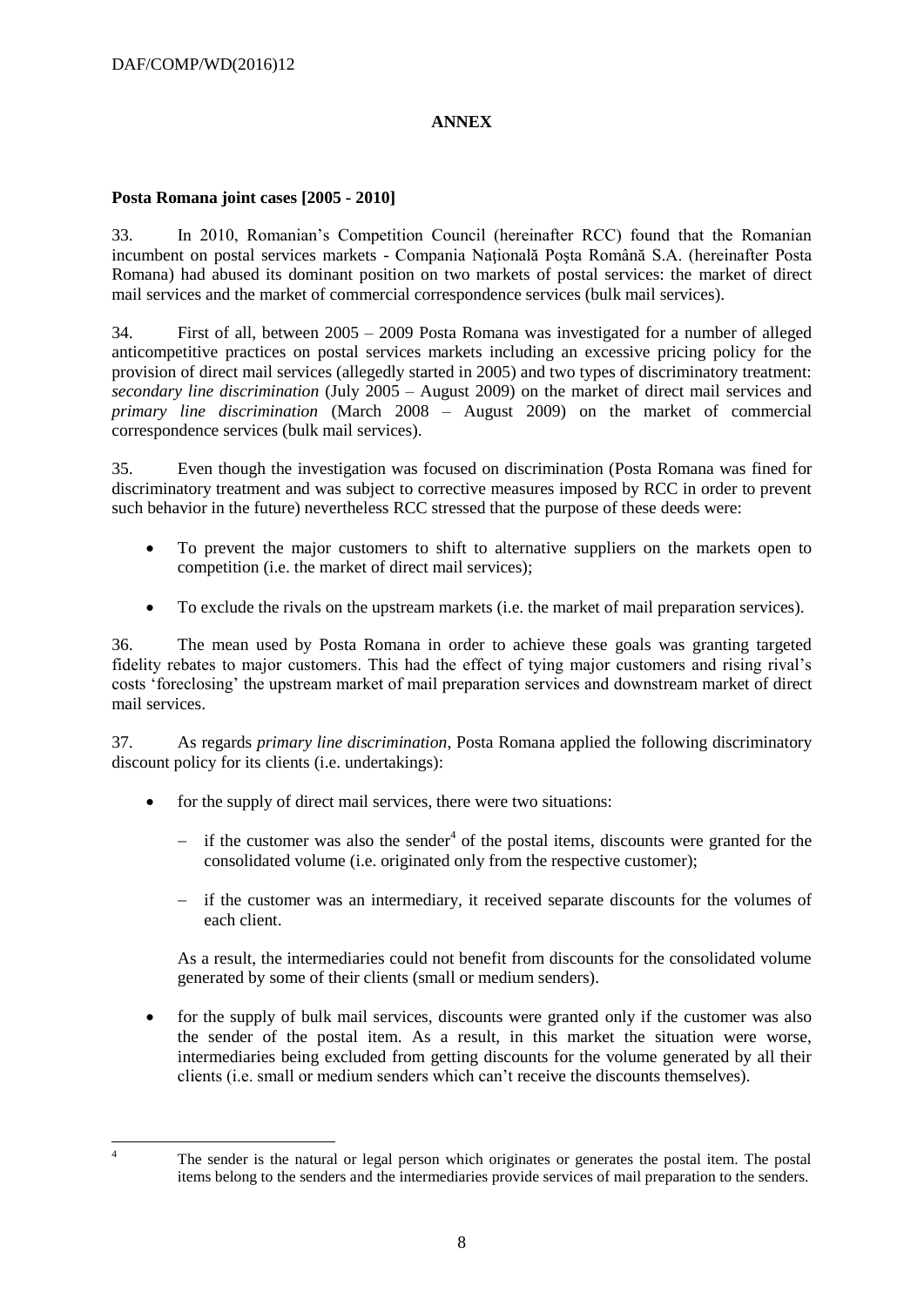# ANNEX

**Posta Romana joint cases [2005 - 2010]**

33. In 2010, Romanian's Competition Council (hereinafter RCC) found that the Romanian incumbent on postal services markets - Compania Naţională Poşta Română S.A. (hereinafter Posta Romana) had abused its dominant position on two markets of postal services: the market of direct mail services and the market of commercial correspondence services (bulk mail services).

34. First of all, between 2005 – 2009 Posta Romana was investigated for a number of alleged anticompetitive practices on postal services markets including an excessive pricing policy for the provision of direct mail services (allegedly started in 2005) and two types of discriminatory treatment: *secondary line discrimination* (July 2005 – August 2009) on the market of direct mail services and *primary line discrimination* (March 2008 – August 2009) on the market of commercial correspondence services (bulk mail services).

35. Even though the investigation was focused on discrimination (Posta Romana was fined for discriminatory treatment and was subject to corrective measures imposed by RCC in order to prevent such behavior in the future) nevertheless RCC stressed that the purpose of these deeds were:

- To prevent the major customers to shift to alternative suppliers on the markets open to competition (i.e. the market of direct mail services);
- To exclude the rivals on the upstream markets (i.e. the market of mail preparation services).

36. The mean used by Posta Romana in order to achieve these goals was granting targeted fidelity rebates to major customers. This had the effect of tying major customers and rising rival's costs 'foreclosing' the upstream market of mail preparation services and downstream market of direct mail services.

37. As regards *primary line discrimination*, Posta Romana applied the following discriminatory discount policy for its clients (i.e. undertakings):

- for the supply of direct mail services, there were two situations:
  - if the customer was also the sender[4] of the postal items, discounts were granted for the consolidated volume (i.e. originated only from the respective customer);
  - if the customer was an intermediary, it received separate discounts for the volumes of each client.

  As a result, the intermediaries could not benefit from discounts for the consolidated volume generated by some of their clients (small or medium senders).

- for the supply of bulk mail services, discounts were granted only if the customer was also the sender of the postal item. As a result, in this market the situation were worse, intermediaries being excluded from getting discounts for the volume generated by all their clients (i.e. small or medium senders which can't receive the discounts themselves).

---

[4] The sender is the natural or legal person which originates or generates the postal item. The postal items belong to the senders and the intermediaries provide services of mail preparation to the senders.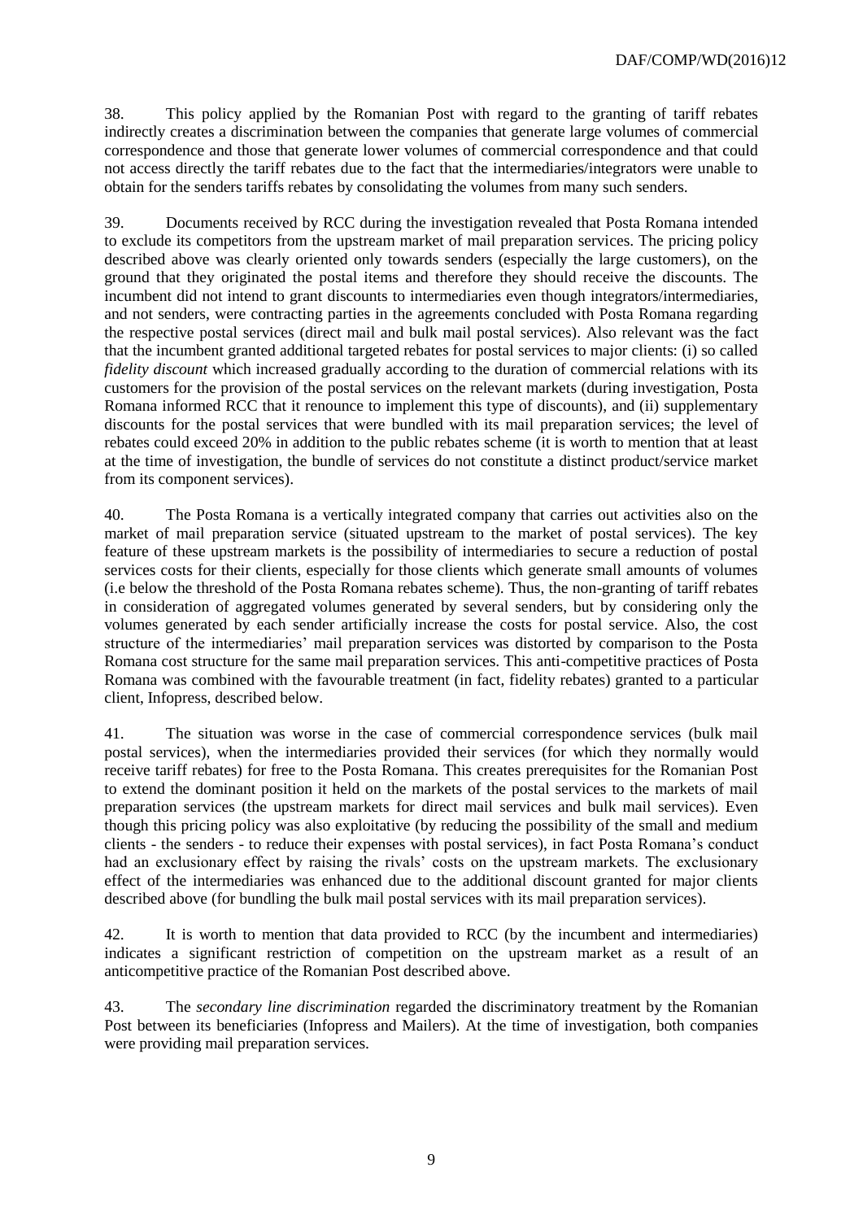38. This policy applied by the Romanian Post with regard to the granting of tariff rebates indirectly creates a discrimination between the companies that generate large volumes of commercial correspondence and those that generate lower volumes of commercial correspondence and that could not access directly the tariff rebates due to the fact that the intermediaries/integrators were unable to obtain for the senders tariffs rebates by consolidating the volumes from many such senders.

39. Documents received by RCC during the investigation revealed that Posta Romana intended to exclude its competitors from the upstream market of mail preparation services. The pricing policy described above was clearly oriented only towards senders (especially the large customers), on the ground that they originated the postal items and therefore they should receive the discounts. The incumbent did not intend to grant discounts to intermediaries even though integrators/intermediaries, and not senders, were contracting parties in the agreements concluded with Posta Romana regarding the respective postal services (direct mail and bulk mail postal services). Also relevant was the fact that the incumbent granted additional targeted rebates for postal services to major clients: (i) so called *fidelity discount* which increased gradually according to the duration of commercial relations with its customers for the provision of the postal services on the relevant markets (during investigation, Posta Romana informed RCC that it renounce to implement this type of discounts), and (ii) supplementary discounts for the postal services that were bundled with its mail preparation services; the level of rebates could exceed 20% in addition to the public rebates scheme (it is worth to mention that at least at the time of investigation, the bundle of services do not constitute a distinct product/service market from its component services).

40. The Posta Romana is a vertically integrated company that carries out activities also on the market of mail preparation service (situated upstream to the market of postal services). The key feature of these upstream markets is the possibility of intermediaries to secure a reduction of postal services costs for their clients, especially for those clients which generate small amounts of volumes (i.e below the threshold of the Posta Romana rebates scheme). Thus, the non-granting of tariff rebates in consideration of aggregated volumes generated by several senders, but by considering only the volumes generated by each sender artificially increase the costs for postal service. Also, the cost structure of the intermediaries' mail preparation services was distorted by comparison to the Posta Romana cost structure for the same mail preparation services. This anti-competitive practices of Posta Romana was combined with the favourable treatment (in fact, fidelity rebates) granted to a particular client, Infopress, described below.

41. The situation was worse in the case of commercial correspondence services (bulk mail postal services), when the intermediaries provided their services (for which they normally would receive tariff rebates) for free to the Posta Romana. This creates prerequisites for the Romanian Post to extend the dominant position it held on the markets of the postal services to the markets of mail preparation services (the upstream markets for direct mail services and bulk mail services). Even though this pricing policy was also exploitative (by reducing the possibility of the small and medium clients - the senders - to reduce their expenses with postal services), in fact Posta Romana's conduct had an exclusionary effect by raising the rivals' costs on the upstream markets. The exclusionary effect of the intermediaries was enhanced due to the additional discount granted for major clients described above (for bundling the bulk mail postal services with its mail preparation services).

42. It is worth to mention that data provided to RCC (by the incumbent and intermediaries) indicates a significant restriction of competition on the upstream market as a result of an anticompetitive practice of the Romanian Post described above.

43. The *secondary line discrimination* regarded the discriminatory treatment by the Romanian Post between its beneficiaries (Infopress and Mailers). At the time of investigation, both companies were providing mail preparation services.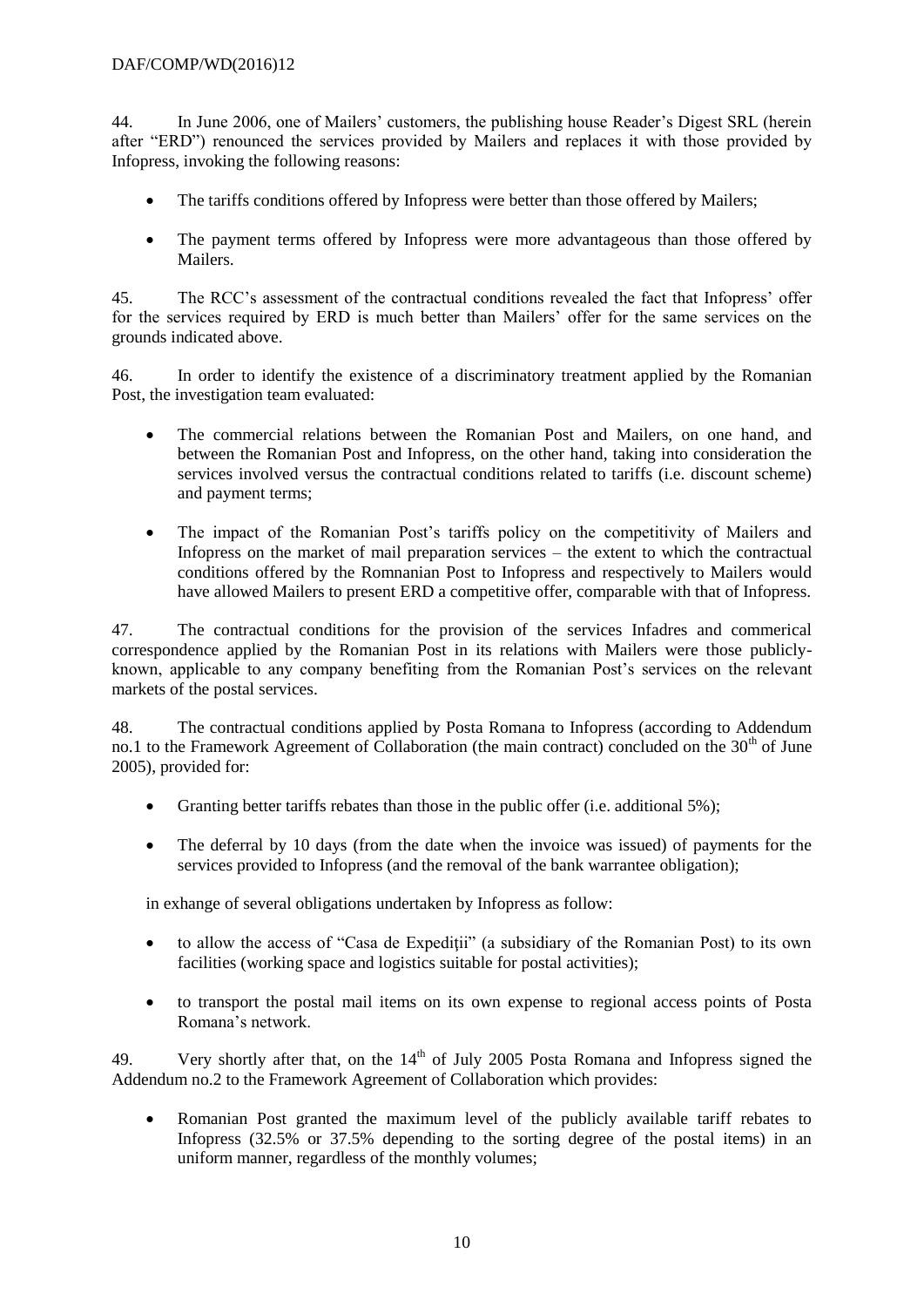44. In June 2006, one of Mailers' customers, the publishing house Reader's Digest SRL (herein after "ERD") renounced the services provided by Mailers and replaces it with those provided by Infopress, invoking the following reasons:

- The tariffs conditions offered by Infopress were better than those offered by Mailers;
- The payment terms offered by Infopress were more advantageous than those offered by Mailers.

45. The RCC's assessment of the contractual conditions revealed the fact that Infopress' offer for the services required by ERD is much better than Mailers' offer for the same services on the grounds indicated above.

46. In order to identify the existence of a discriminatory treatment applied by the Romanian Post, the investigation team evaluated:

- The commercial relations between the Romanian Post and Mailers, on one hand, and between the Romanian Post and Infopress, on the other hand, taking into consideration the services involved versus the contractual conditions related to tariffs (i.e. discount scheme) and payment terms;
- The impact of the Romanian Post's tariffs policy on the competitivity of Mailers and Infopress on the market of mail preparation services – the extent to which the contractual conditions offered by the Romnanian Post to Infopress and respectively to Mailers would have allowed Mailers to present ERD a competitive offer, comparable with that of Infopress.

47. The contractual conditions for the provision of the services Infadres and commerical correspondence applied by the Romanian Post in its relations with Mailers were those publicly-known, applicable to any company benefiting from the Romanian Post's services on the relevant markets of the postal services.

48. The contractual conditions applied by Posta Romana to Infopress (according to Addendum no.1 to the Framework Agreement of Collaboration (the main contract) concluded on the 30th of June 2005), provided for:

- Granting better tariffs rebates than those in the public offer (i.e. additional 5%);
- The deferral by 10 days (from the date when the invoice was issued) of payments for the services provided to Infopress (and the removal of the bank warrantee obligation);

in exhange of several obligations undertaken by Infopress as follow:

- to allow the access of "Casa de Expediții" (a subsidiary of the Romanian Post) to its own facilities (working space and logistics suitable for postal activities);
- to transport the postal mail items on its own expense to regional access points of Posta Romana's network.

49. Very shortly after that, on the 14th of July 2005 Posta Romana and Infopress signed the Addendum no.2 to the Framework Agreement of Collaboration which provides:

- Romanian Post granted the maximum level of the publicly available tariff rebates to Infopress (32.5% or 37.5% depending to the sorting degree of the postal items) in an uniform manner, regardless of the monthly volumes;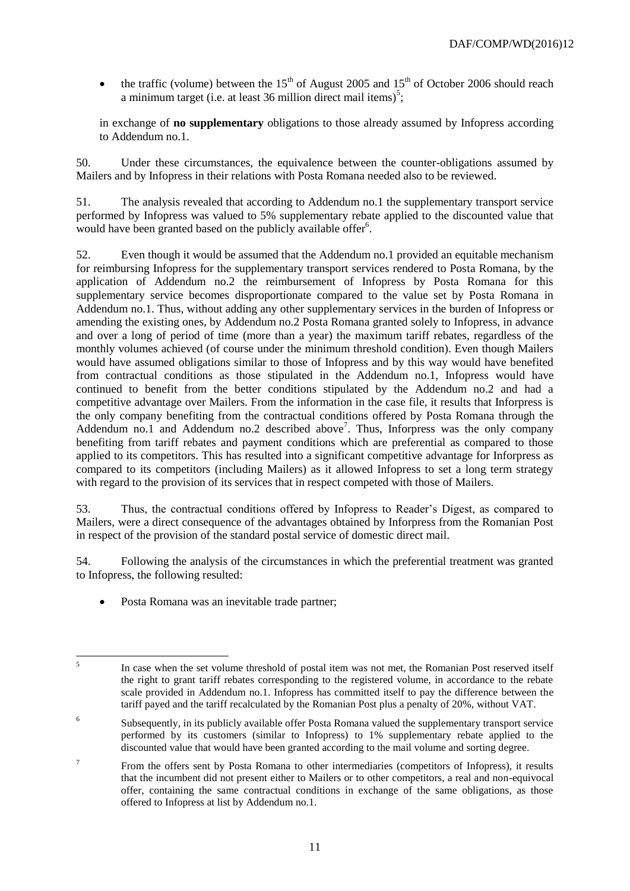- the traffic (volume) between the 15th of August 2005 and 15th of October 2006 should reach a minimum target (i.e. at least 36 million direct mail items)[5];

in exchange of **no supplementary** obligations to those already assumed by Infopress according to Addendum no.1.

50. Under these circumstances, the equivalence between the counter-obligations assumed by Mailers and by Infopress in their relations with Posta Romana needed also to be reviewed.

51. The analysis revealed that according to Addendum no.1 the supplementary transport service performed by Infopress was valued to 5% supplementary rebate applied to the discounted value that would have been granted based on the publicly available offer[6].

52. Even though it would be assumed that the Addendum no.1 provided an equitable mechanism for reimbursing Infopress for the supplementary transport services rendered to Posta Romana, by the application of Addendum no.2 the reimbursement of Infopress by Posta Romana for this supplementary service becomes disproportionate compared to the value set by Posta Romana in Addendum no.1. Thus, without adding any other supplementary services in the burden of Infopress or amending the existing ones, by Addendum no.2 Posta Romana granted solely to Infopress, in advance and over a long of period of time (more than a year) the maximum tariff rebates, regardless of the monthly volumes achieved (of course under the minimum threshold condition). Even though Mailers would have assumed obligations similar to those of Infopress and by this way would have benefited from contractual conditions as those stipulated in the Addendum no.1, Infopress would have continued to benefit from the better conditions stipulated by the Addendum no.2 and had a competitive advantage over Mailers. From the information in the case file, it results that Inforpress is the only company benefiting from the contractual conditions offered by Posta Romana through the Addendum no.1 and Addendum no.2 described above[7]. Thus, Inforpress was the only company benefiting from tariff rebates and payment conditions which are preferential as compared to those applied to its competitors. This has resulted into a significant competitive advantage for Inforpress as compared to its competitors (including Mailers) as it allowed Infopress to set a long term strategy with regard to the provision of its services that in respect competed with those of Mailers.

53. Thus, the contractual conditions offered by Infopress to Reader's Digest, as compared to Mailers, were a direct consequence of the advantages obtained by Inforpress from the Romanian Post in respect of the provision of the standard postal service of domestic direct mail.

54. Following the analysis of the circumstances in which the preferential treatment was granted to Infopress, the following resulted:

- Posta Romana was an inevitable trade partner;

---

[5] In case when the set volume threshold of postal item was not met, the Romanian Post reserved itself the right to grant tariff rebates corresponding to the registered volume, in accordance to the rebate scale provided in Addendum no.1. Infopress has committed itself to pay the difference between the tariff payed and the tariff recalculated by the Romanian Post plus a penalty of 20%, without VAT.

[6] Subsequently, in its publicly available offer Posta Romana valued the supplementary transport service performed by its customers (similar to Infopress) to 1% supplementary rebate applied to the discounted value that would have been granted according to the mail volume and sorting degree.

[7] From the offers sent by Posta Romana to other intermediaries (competitors of Infopress), it results that the incumbent did not present either to Mailers or to other competitors, a real and non-equivocal offer, containing the same contractual conditions in exchange of the same obligations, as those offered to Infopress at list by Addendum no.1.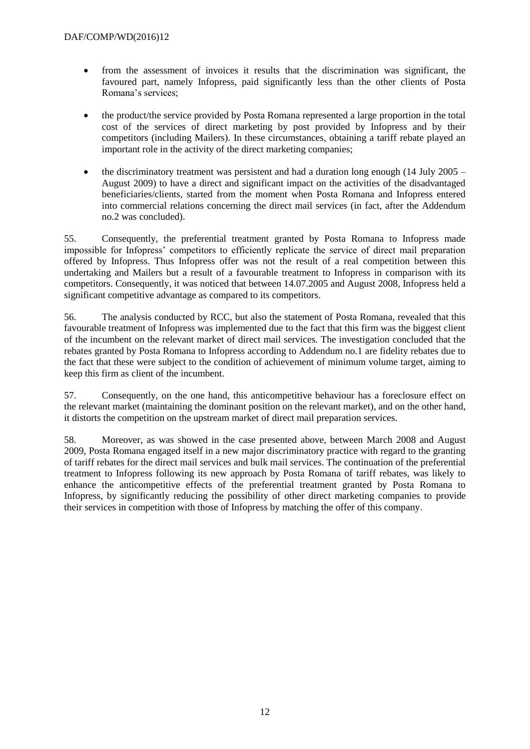- from the assessment of invoices it results that the discrimination was significant, the favoured part, namely Infopress, paid significantly less than the other clients of Posta Romana's services;
- the product/the service provided by Posta Romana represented a large proportion in the total cost of the services of direct marketing by post provided by Infopress and by their competitors (including Mailers). In these circumstances, obtaining a tariff rebate played an important role in the activity of the direct marketing companies;
- the discriminatory treatment was persistent and had a duration long enough (14 July 2005 – August 2009) to have a direct and significant impact on the activities of the disadvantaged beneficiaries/clients, started from the moment when Posta Romana and Infopress entered into commercial relations concerning the direct mail services (in fact, after the Addendum no.2 was concluded).

55. Consequently, the preferential treatment granted by Posta Romana to Infopress made impossible for Infopress' competitors to efficiently replicate the service of direct mail preparation offered by Infopress. Thus Infopress offer was not the result of a real competition between this undertaking and Mailers but a result of a favourable treatment to Infopress in comparison with its competitors. Consequently, it was noticed that between 14.07.2005 and August 2008, Infopress held a significant competitive advantage as compared to its competitors.

56. The analysis conducted by RCC, but also the statement of Posta Romana, revealed that this favourable treatment of Infopress was implemented due to the fact that this firm was the biggest client of the incumbent on the relevant market of direct mail services. The investigation concluded that the rebates granted by Posta Romana to Infopress according to Addendum no.1 are fidelity rebates due to the fact that these were subject to the condition of achievement of minimum volume target, aiming to keep this firm as client of the incumbent.

57. Consequently, on the one hand, this anticompetitive behaviour has a foreclosure effect on the relevant market (maintaining the dominant position on the relevant market), and on the other hand, it distorts the competition on the upstream market of direct mail preparation services.

58. Moreover, as was showed in the case presented above, between March 2008 and August 2009, Posta Romana engaged itself in a new major discriminatory practice with regard to the granting of tariff rebates for the direct mail services and bulk mail services. The continuation of the preferential treatment to Infopress following its new approach by Posta Romana of tariff rebates, was likely to enhance the anticompetitive effects of the preferential treatment granted by Posta Romana to Infopress, by significantly reducing the possibility of other direct marketing companies to provide their services in competition with those of Infopress by matching the offer of this company.